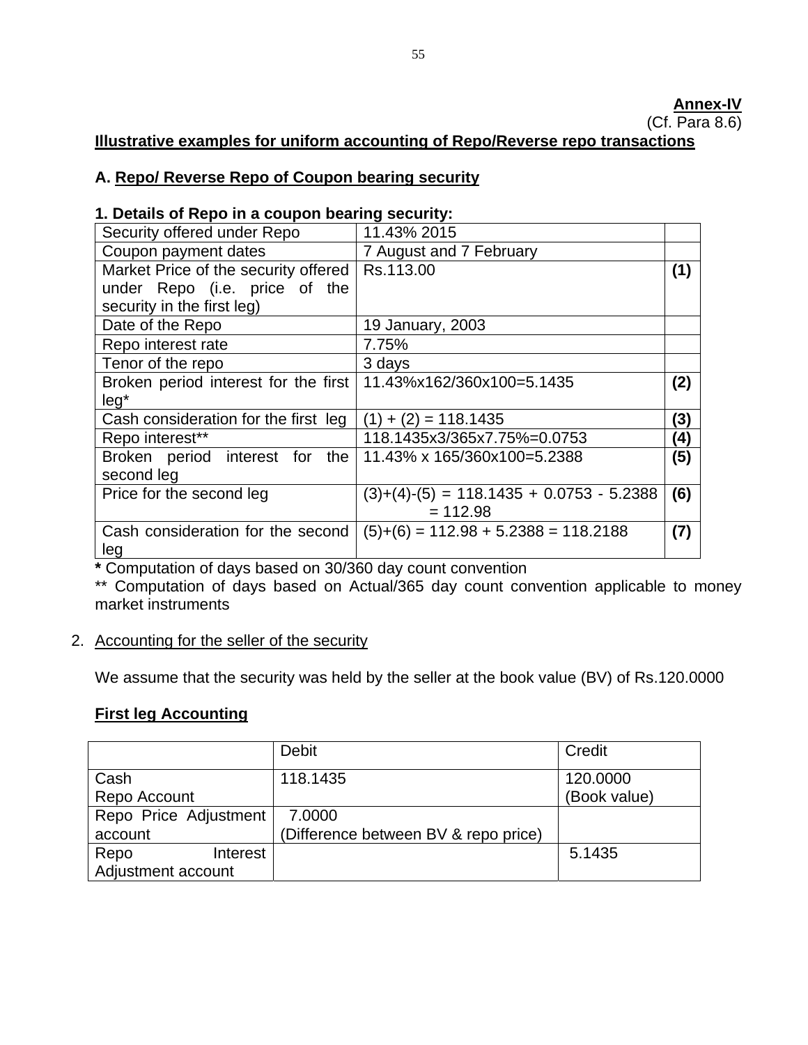**Annex-IV**

(Cf. Para 8.6)

**Illustrative examples for uniform accounting of Repo/Reverse repo transactions**

**A. Repo/ Reverse Repo of Coupon bearing security**

**1. Details of Repo in a coupon bearing security:**

| | | |
|---|---|---|
| Security offered under Repo | 11.43% 2015 | |
| Coupon payment dates | 7 August and 7 February | |
| Market Price of the security offered under Repo (i.e. price of the security in the first leg) | Rs.113.00 | **(1)** |
| Date of the Repo | 19 January, 2003 | |
| Repo interest rate | 7.75% | |
| Tenor of the repo | 3 days | |
| Broken period interest for the first leg* | 11.43%x162/360x100=5.1435 | **(2)** |
| Cash consideration for the first leg | (1) + (2) = 118.1435 | **(3)** |
| Repo interest** | 118.1435x3/365x7.75%=0.0753 | **(4)** |
| Broken period interest for the second leg | 11.43% x 165/360x100=5.2388 | **(5)** |
| Price for the second leg | (3)+(4)-(5) = 118.1435 + 0.0753 - 5.2388 = 112.98 | **(6)** |
| Cash consideration for the second leg | (5)+(6) = 112.98 + 5.2388 = 118.2188 | **(7)** |

**\*** Computation of days based on 30/360 day count convention

** Computation of days based on Actual/365 day count convention applicable to money market instruments

2. Accounting for the seller of the security

We assume that the security was held by the seller at the book value (BV) of Rs.120.0000

**First leg Accounting**

| | Debit | Credit |
|---|---|---|
| Cash<br>Repo Account | 118.1435 | 120.0000<br>(Book value) |
| Repo Price Adjustment account | 7.0000<br>(Difference between BV & repo price) | |
| Repo Interest Adjustment account | | 5.1435 |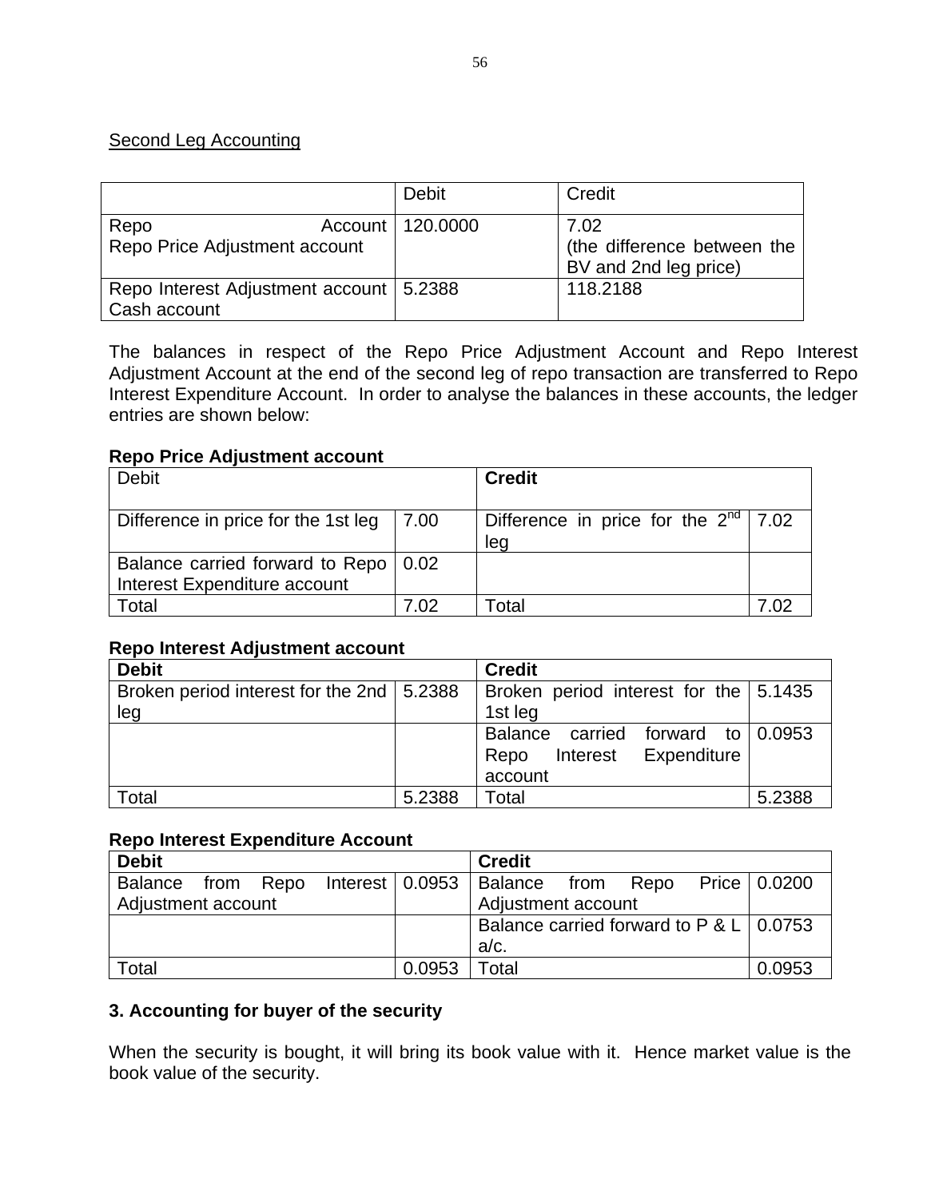Second Leg Accounting

| | Debit | Credit |
|---|---|---|
| Repo Account<br>Repo Price Adjustment account | 120.0000 | 7.02<br>(the difference between the BV and 2nd leg price) |
| Repo Interest Adjustment account<br>Cash account | 5.2388 | 118.2188 |

The balances in respect of the Repo Price Adjustment Account and Repo Interest Adjustment Account at the end of the second leg of repo transaction are transferred to Repo Interest Expenditure Account. In order to analyse the balances in these accounts, the ledger entries are shown below:

**Repo Price Adjustment account**

| Debit | | **Credit** | |
|---|---|---|---|
| Difference in price for the 1st leg | 7.00 | Difference in price for the 2nd leg | 7.02 |
| Balance carried forward to Repo Interest Expenditure account | 0.02 | | |
| Total | 7.02 | Total | 7.02 |

**Repo Interest Adjustment account**

| **Debit** | | **Credit** | |
|---|---|---|---|
| Broken period interest for the 2nd leg | 5.2388 | Broken period interest for the 1st leg | 5.1435 |
| | | Balance carried forward to Repo Interest Expenditure account | 0.0953 |
| Total | 5.2388 | Total | 5.2388 |

**Repo Interest Expenditure Account**

| **Debit** | | **Credit** | |
|---|---|---|---|
| Balance from Repo Interest Adjustment account | 0.0953 | Balance from Repo Price Adjustment account | 0.0200 |
| | | Balance carried forward to P & L a/c. | 0.0753 |
| Total | 0.0953 | Total | 0.0953 |

### 3. Accounting for buyer of the security

When the security is bought, it will bring its book value with it. Hence market value is the book value of the security.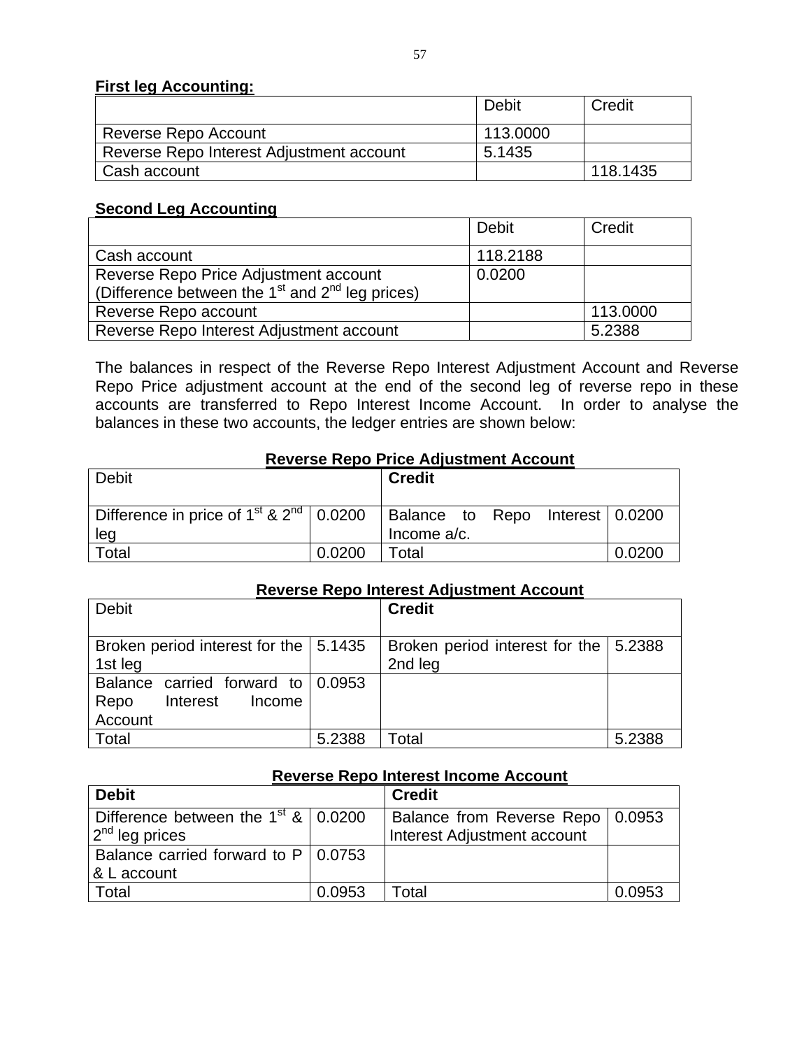**First leg Accounting:**

| | Debit | Credit |
|---|---|---|
| Reverse Repo Account | 113.0000 | |
| Reverse Repo Interest Adjustment account | 5.1435 | |
| Cash account | | 118.1435 |

**Second Leg Accounting**

| | Debit | Credit |
|---|---|---|
| Cash account | 118.2188 | |
| Reverse Repo Price Adjustment account (Difference between the 1st and 2nd leg prices) | 0.0200 | |
| Reverse Repo account | | 113.0000 |
| Reverse Repo Interest Adjustment account | | 5.2388 |

The balances in respect of the Reverse Repo Interest Adjustment Account and Reverse Repo Price adjustment account at the end of the second leg of reverse repo in these accounts are transferred to Repo Interest Income Account. In order to analyse the balances in these two accounts, the ledger entries are shown below:

**Reverse Repo Price Adjustment Account**

| Debit | | **Credit** | |
|---|---|---|---|
| Difference in price of 1st & 2nd leg | 0.0200 | Balance to Repo Interest Income a/c. | 0.0200 |
| Total | 0.0200 | Total | 0.0200 |

**Reverse Repo Interest Adjustment Account**

| Debit | | **Credit** | |
|---|---|---|---|
| Broken period interest for the 1st leg | 5.1435 | Broken period interest for the 2nd leg | 5.2388 |
| Balance carried forward to Repo Interest Income Account | 0.0953 | | |
| Total | 5.2388 | Total | 5.2388 |

**Reverse Repo Interest Income Account**

| **Debit** | | **Credit** | |
|---|---|---|---|
| Difference between the 1st & 2nd leg prices | 0.0200 | Balance from Reverse Repo Interest Adjustment account | 0.0953 |
| Balance carried forward to P & L account | 0.0753 | | |
| Total | 0.0953 | Total | 0.0953 |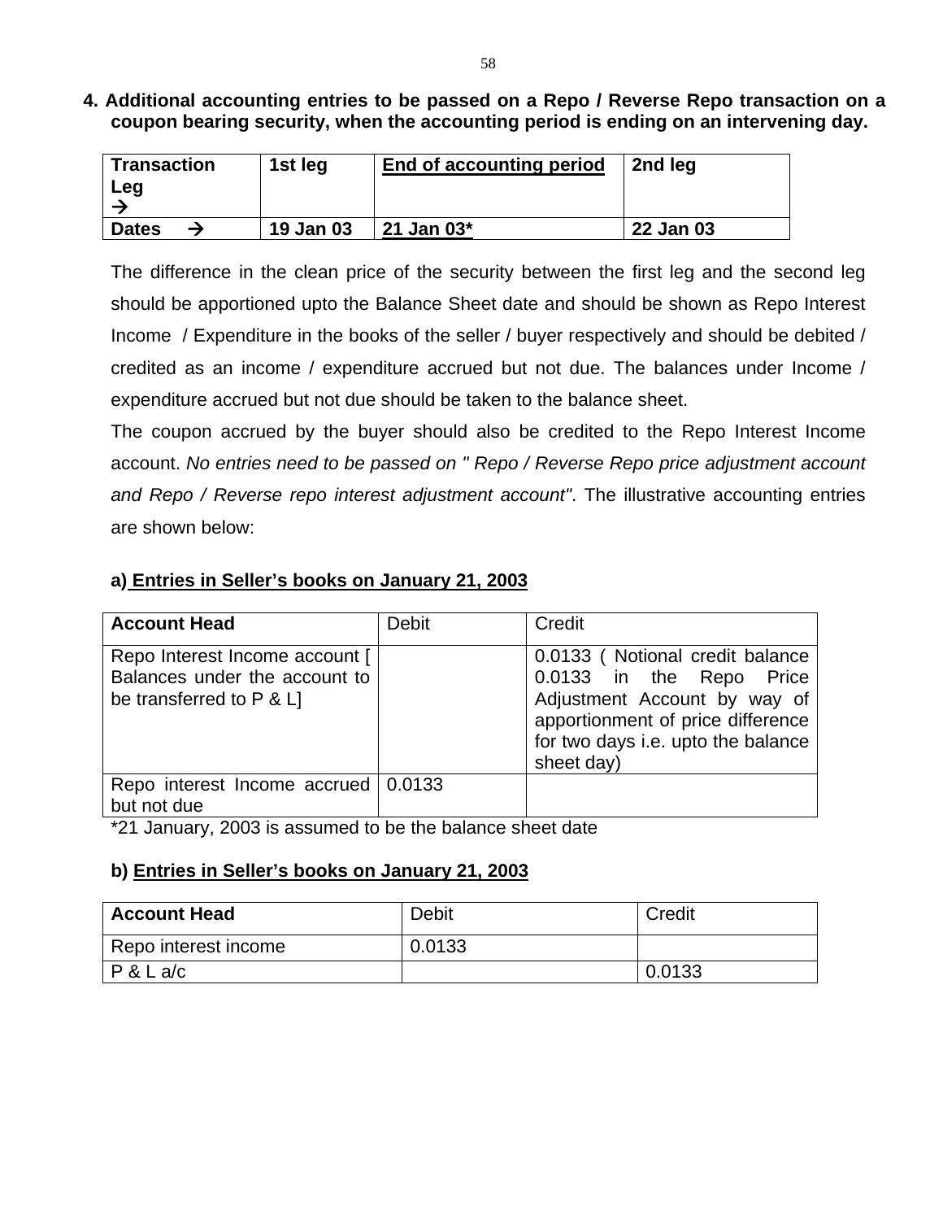**4. Additional accounting entries to be passed on a Repo / Reverse Repo transaction on a coupon bearing security, when the accounting period is ending on an intervening day.**

| **Transaction Leg →** | **1st leg** | **End of accounting period** | **2nd leg** |
|---|---|---|---|
| **Dates →** | **19 Jan 03** | **21 Jan 03*** | **22 Jan 03** |

The difference in the clean price of the security between the first leg and the second leg should be apportioned upto the Balance Sheet date and should be shown as Repo Interest Income / Expenditure in the books of the seller / buyer respectively and should be debited / credited as an income / expenditure accrued but not due. The balances under Income / expenditure accrued but not due should be taken to the balance sheet.

The coupon accrued by the buyer should also be credited to the Repo Interest Income account. *No entries need to be passed on " Repo / Reverse Repo price adjustment account and Repo / Reverse repo interest adjustment account"*. The illustrative accounting entries are shown below:

**a) Entries in Seller's books on January 21, 2003**

| **Account Head** | Debit | Credit |
|---|---|---|
| Repo Interest Income account [ Balances under the account to be transferred to P & L] | | 0.0133 ( Notional credit balance 0.0133 in the Repo Price Adjustment Account by way of apportionment of price difference for two days i.e. upto the balance sheet day) |
| Repo interest Income accrued but not due | 0.0133 | |

*21 January, 2003 is assumed to be the balance sheet date

**b) Entries in Seller's books on January 21, 2003**

| **Account Head** | Debit | Credit |
|---|---|---|
| Repo interest income | 0.0133 | |
| P & L a/c | | 0.0133 |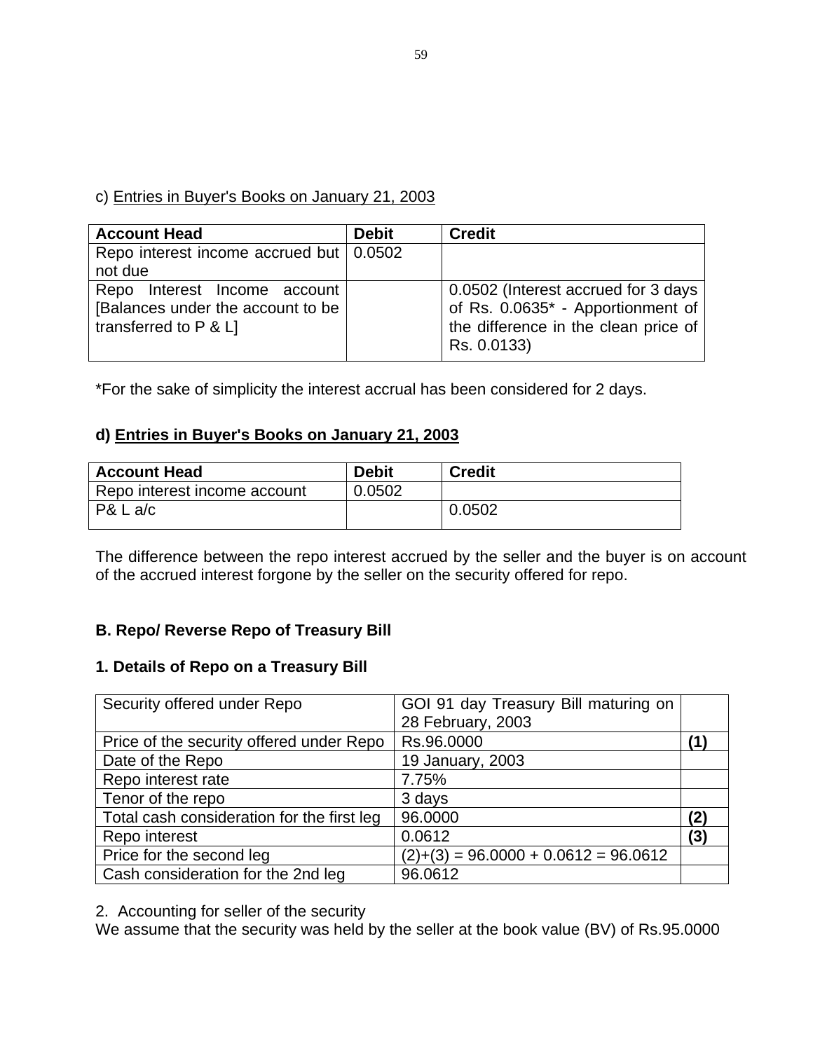c) Entries in Buyer's Books on January 21, 2003

| Account Head | Debit | Credit |
|---|---|---|
| Repo interest income accrued but not due | 0.0502 | |
| Repo Interest Income account [Balances under the account to be transferred to P & L] | | 0.0502 (Interest accrued for 3 days of Rs. 0.0635* - Apportionment of the difference in the clean price of Rs. 0.0133) |

*For the sake of simplicity the interest accrual has been considered for 2 days.

**d) Entries in Buyer's Books on January 21, 2003**

| Account Head | Debit | Credit |
|---|---|---|
| Repo interest income account | 0.0502 | |
| P& L a/c | | 0.0502 |

The difference between the repo interest accrued by the seller and the buyer is on account of the accrued interest forgone by the seller on the security offered for repo.

**B. Repo/ Reverse Repo of Treasury Bill**

**1. Details of Repo on a Treasury Bill**

| | | |
|---|---|---|
| Security offered under Repo | GOI 91 day Treasury Bill maturing on 28 February, 2003 | |
| Price of the security offered under Repo | Rs.96.0000 | **(1)** |
| Date of the Repo | 19 January, 2003 | |
| Repo interest rate | 7.75% | |
| Tenor of the repo | 3 days | |
| Total cash consideration for the first leg | 96.0000 | **(2)** |
| Repo interest | 0.0612 | **(3)** |
| Price for the second leg | (2)+(3) = 96.0000 + 0.0612 = 96.0612 | |
| Cash consideration for the 2nd leg | 96.0612 | |

2. Accounting for seller of the security

We assume that the security was held by the seller at the book value (BV) of Rs.95.0000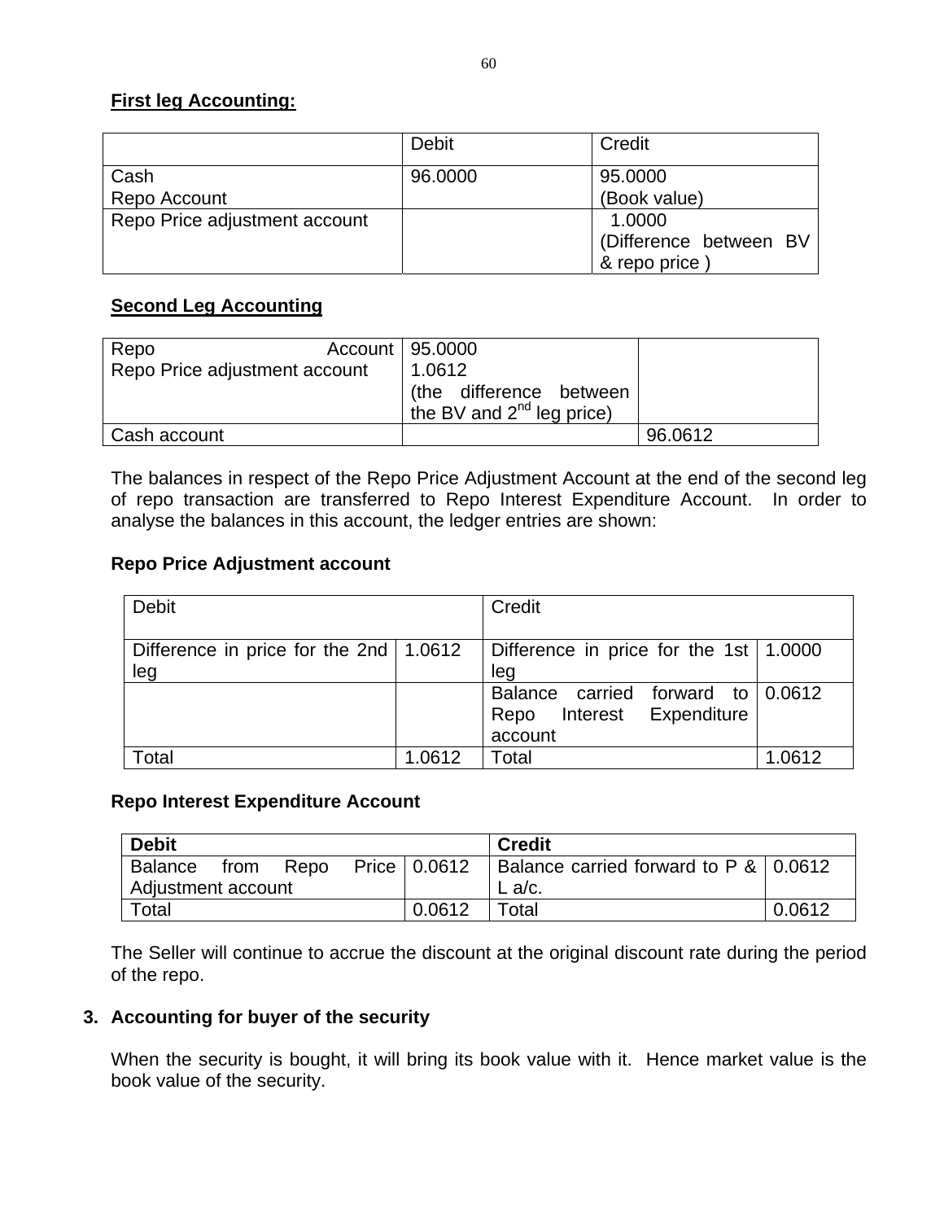**First leg Accounting:**

| | Debit | Credit |
|---|---|---|
| Cash<br>Repo Account | 96.0000 | 95.0000<br>(Book value) |
| Repo Price adjustment account | | 1.0000<br>(Difference between BV & repo price ) |

**Second Leg Accounting**

| | | |
|---|---|---|
| Repo Account<br>Repo Price adjustment account | 95.0000<br>1.0612<br>(the difference between the BV and 2nd leg price) | |
| Cash account | | 96.0612 |

The balances in respect of the Repo Price Adjustment Account at the end of the second leg of repo transaction are transferred to Repo Interest Expenditure Account. In order to analyse the balances in this account, the ledger entries are shown:

**Repo Price Adjustment account**

| Debit | | Credit | |
|---|---|---|---|
| Difference in price for the 2nd leg | 1.0612 | Difference in price for the 1st leg | 1.0000 |
| | | Balance carried forward to Repo Interest Expenditure account | 0.0612 |
| Total | 1.0612 | Total | 1.0612 |

**Repo Interest Expenditure Account**

| **Debit** | | **Credit** | |
|---|---|---|---|
| Balance from Repo Price Adjustment account | 0.0612 | Balance carried forward to P & L a/c. | 0.0612 |
| Total | 0.0612 | Total | 0.0612 |

The Seller will continue to accrue the discount at the original discount rate during the period of the repo.

**3. Accounting for buyer of the security**

When the security is bought, it will bring its book value with it. Hence market value is the book value of the security.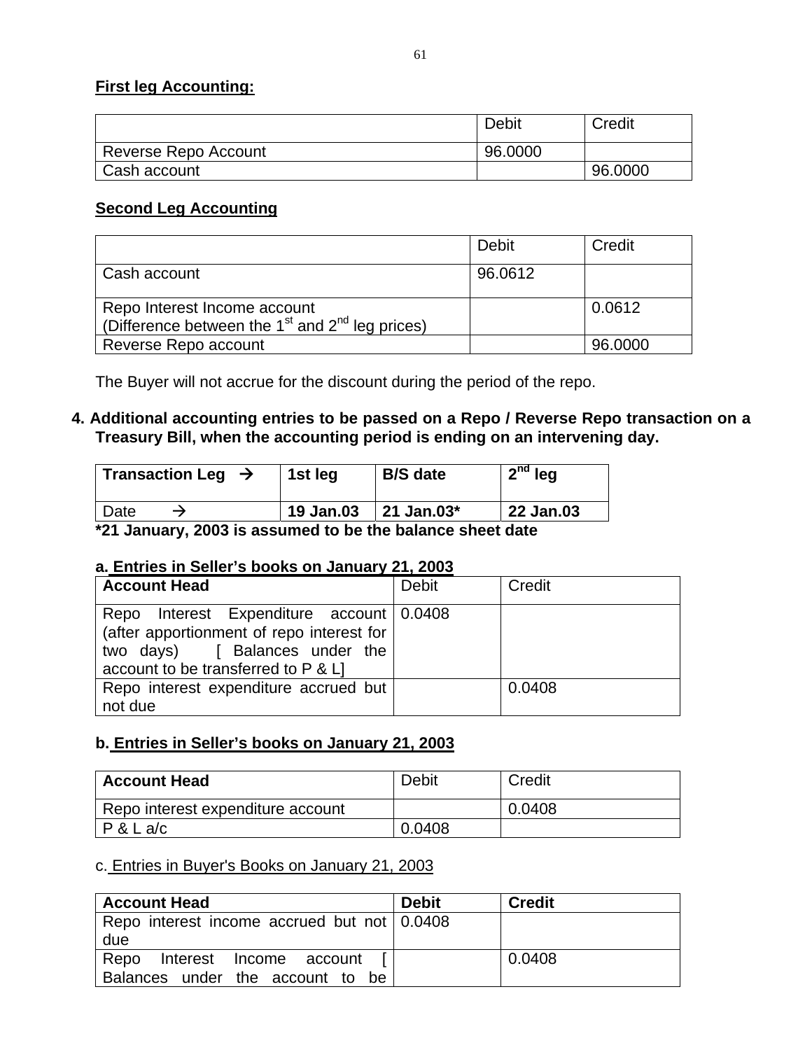**First leg Accounting:**

| | Debit | Credit |
|---|---|---|
| Reverse Repo Account | 96.0000 | |
| Cash account | | 96.0000 |

**Second Leg Accounting**

| | Debit | Credit |
|---|---|---|
| Cash account | 96.0612 | |
| Repo Interest Income account (Difference between the 1st and 2nd leg prices) | | 0.0612 |
| Reverse Repo account | | 96.0000 |

The Buyer will not accrue for the discount during the period of the repo.

**4. Additional accounting entries to be passed on a Repo / Reverse Repo transaction on a Treasury Bill, when the accounting period is ending on an intervening day.**

| **Transaction Leg** → | **1st leg** | **B/S date** | **2nd leg** |
|---|---|---|---|
| Date → | **19 Jan.03** | **21 Jan.03*** | **22 Jan.03** |

***21 January, 2003 is assumed to be the balance sheet date**

**a. Entries in Seller's books on January 21, 2003**

| **Account Head** | Debit | Credit |
|---|---|---|
| Repo Interest Expenditure account (after apportionment of repo interest for two days) [ Balances under the account to be transferred to P & L] | 0.0408 | |
| Repo interest expenditure accrued but not due | | 0.0408 |

**b. Entries in Seller's books on January 21, 2003**

| **Account Head** | Debit | Credit |
|---|---|---|
| Repo interest expenditure account | | 0.0408 |
| P & L a/c | 0.0408 | |

c. Entries in Buyer's Books on January 21, 2003

| **Account Head** | **Debit** | **Credit** |
|---|---|---|
| Repo interest income accrued but not due | 0.0408 | |
| Repo Interest Income account [ Balances under the account to be | | 0.0408 |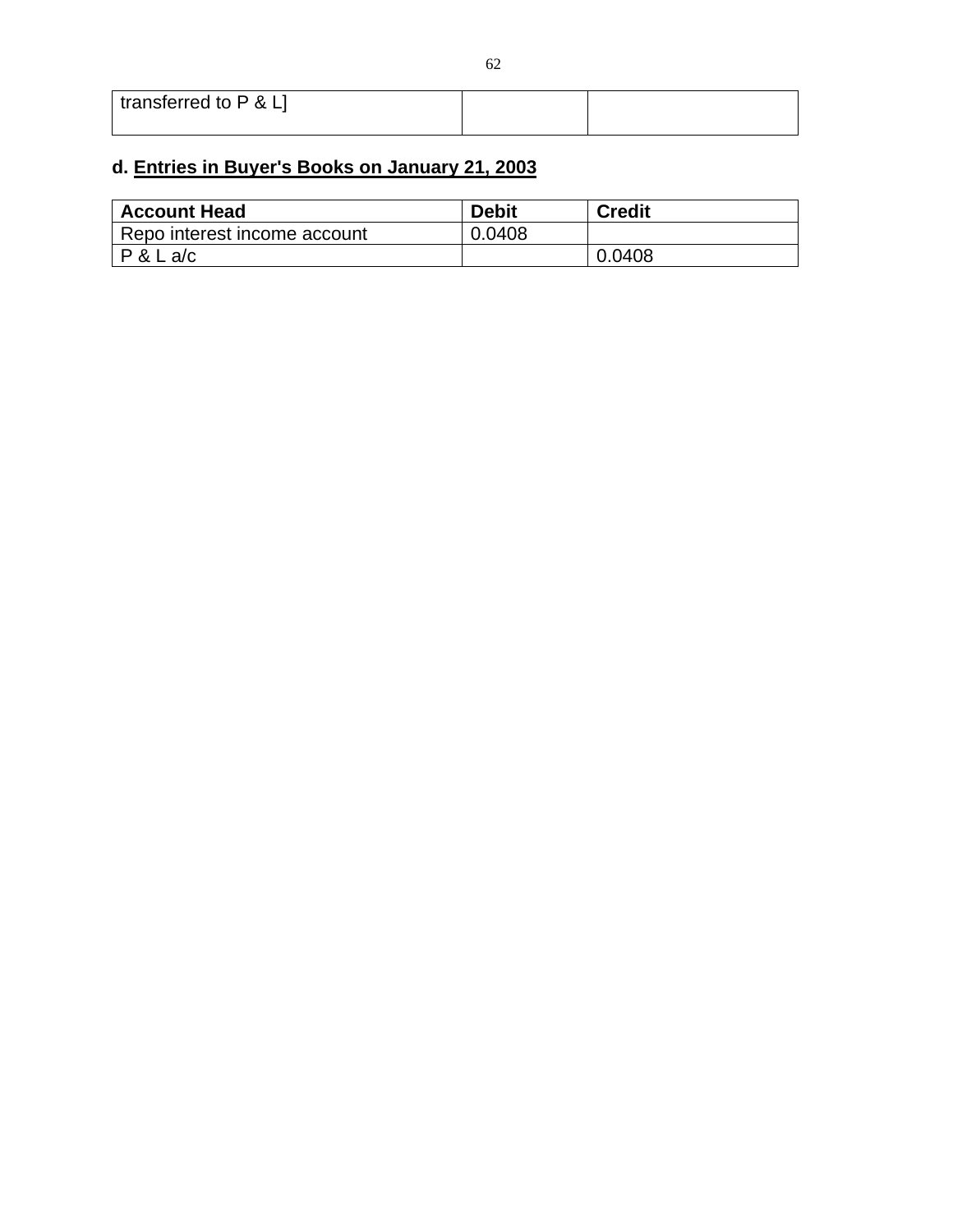| | | |
|---|---|---|
| transferred to P & L] | | |

**d. Entries in Buyer's Books on January 21, 2003**

| Account Head | Debit | Credit |
|---|---|---|
| Repo interest income account | 0.0408 | |
| P & L a/c | | 0.0408 |